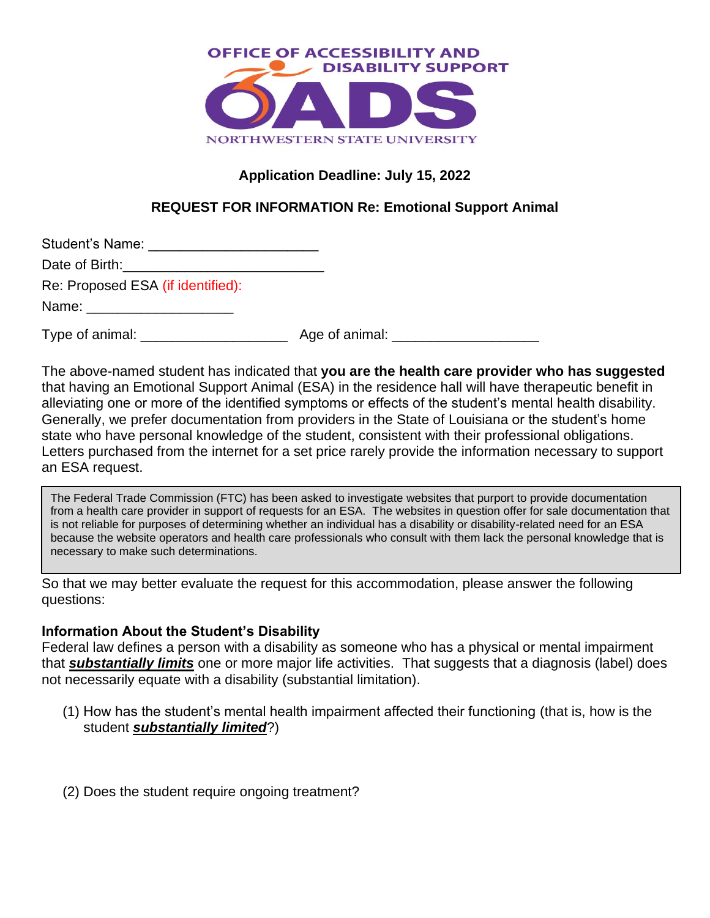OFFICE OF ACCESSIBILITY AND DISABILITY SUPPORT

OADS

NORTHWESTERN STATE UNIVERSITY

**Application Deadline: July 15, 2022**

**REQUEST FOR INFORMATION Re: Emotional Support Animal**

Student's Name: ____________________

Date of Birth:________________________

Re: Proposed ESA (if identified):

Name: __________________

Type of animal: __________________ Age of animal: __________________

The above-named student has indicated that **you are the health care provider who has suggested** that having an Emotional Support Animal (ESA) in the residence hall will have therapeutic benefit in alleviating one or more of the identified symptoms or effects of the student's mental health disability. Generally, we prefer documentation from providers in the State of Louisiana or the student's home state who have personal knowledge of the student, consistent with their professional obligations. Letters purchased from the internet for a set price rarely provide the information necessary to support an ESA request.

> The Federal Trade Commission (FTC) has been asked to investigate websites that purport to provide documentation from a health care provider in support of requests for an ESA. The websites in question offer for sale documentation that is not reliable for purposes of determining whether an individual has a disability or disability-related need for an ESA because the website operators and health care professionals who consult with them lack the personal knowledge that is necessary to make such determinations.

So that we may better evaluate the request for this accommodation, please answer the following questions:

**Information About the Student's Disability**

Federal law defines a person with a disability as someone who has a physical or mental impairment that ***substantially limits*** one or more major life activities. That suggests that a diagnosis (label) does not necessarily equate with a disability (substantial limitation).

(1) How has the student's mental health impairment affected their functioning (that is, how is the student ***substantially limited***?)

(2) Does the student require ongoing treatment?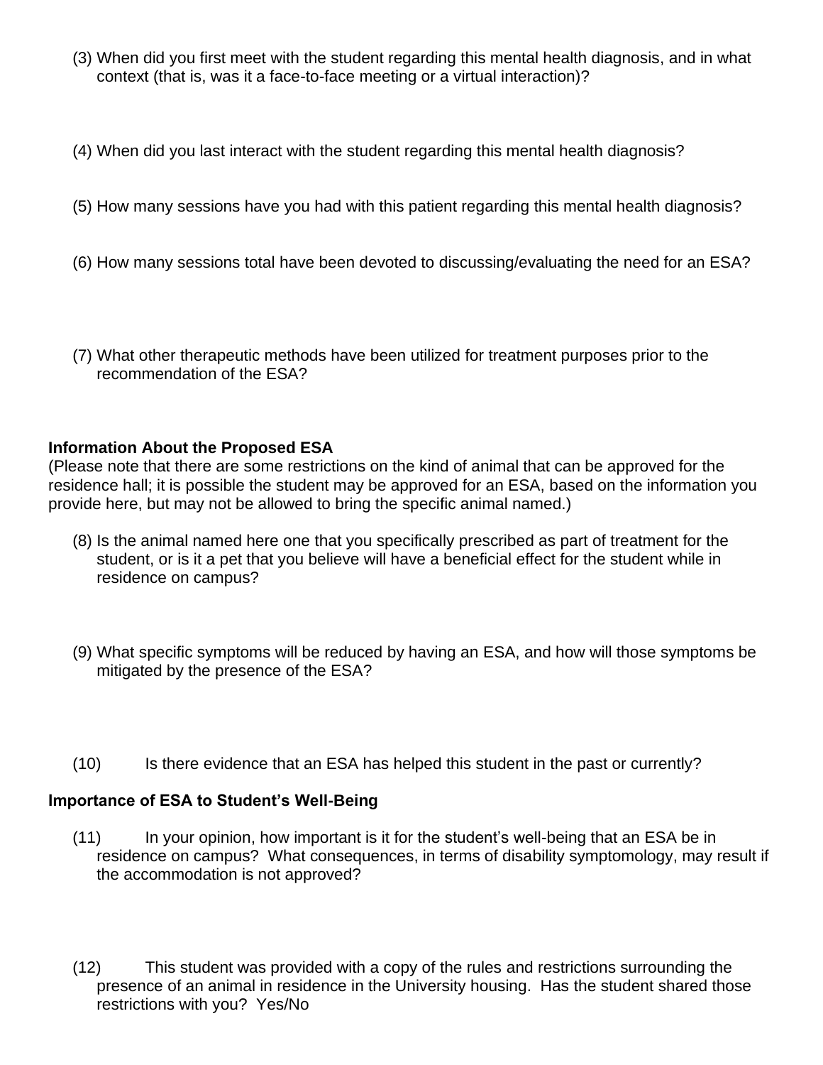(3) When did you first meet with the student regarding this mental health diagnosis, and in what context (that is, was it a face-to-face meeting or a virtual interaction)?

(4) When did you last interact with the student regarding this mental health diagnosis?

(5) How many sessions have you had with this patient regarding this mental health diagnosis?

(6) How many sessions total have been devoted to discussing/evaluating the need for an ESA?

(7) What other therapeutic methods have been utilized for treatment purposes prior to the recommendation of the ESA?

**Information About the Proposed ESA**
(Please note that there are some restrictions on the kind of animal that can be approved for the residence hall; it is possible the student may be approved for an ESA, based on the information you provide here, but may not be allowed to bring the specific animal named.)

(8) Is the animal named here one that you specifically prescribed as part of treatment for the student, or is it a pet that you believe will have a beneficial effect for the student while in residence on campus?

(9) What specific symptoms will be reduced by having an ESA, and how will those symptoms be mitigated by the presence of the ESA?

(10) Is there evidence that an ESA has helped this student in the past or currently?

**Importance of ESA to Student's Well-Being**

(11) In your opinion, how important is it for the student's well-being that an ESA be in residence on campus? What consequences, in terms of disability symptomology, may result if the accommodation is not approved?

(12) This student was provided with a copy of the rules and restrictions surrounding the presence of an animal in residence in the University housing. Has the student shared those restrictions with you? Yes/No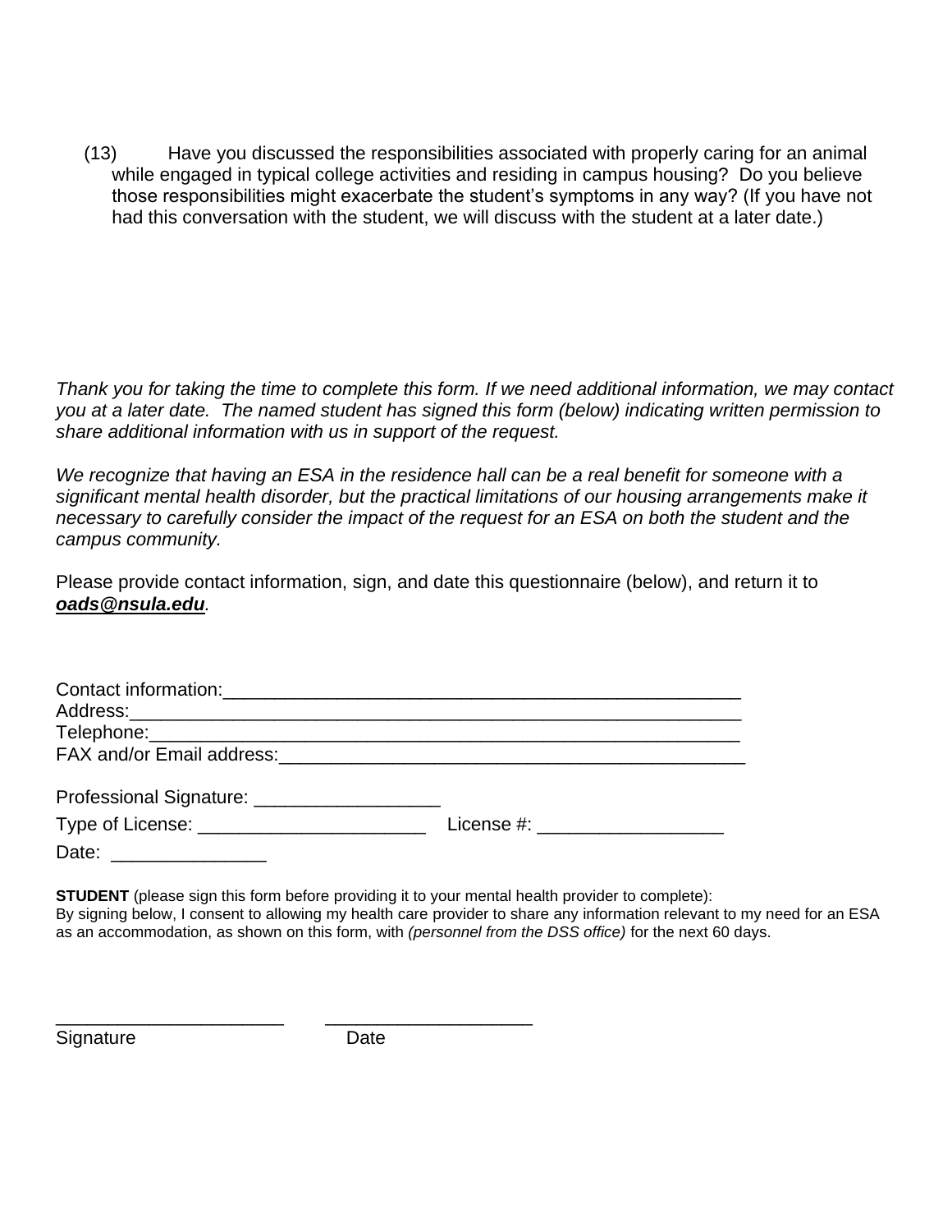(13) Have you discussed the responsibilities associated with properly caring for an animal while engaged in typical college activities and residing in campus housing? Do you believe those responsibilities might exacerbate the student's symptoms in any way? (If you have not had this conversation with the student, we will discuss with the student at a later date.)

*Thank you for taking the time to complete this form. If we need additional information, we may contact you at a later date. The named student has signed this form (below) indicating written permission to share additional information with us in support of the request.*

*We recognize that having an ESA in the residence hall can be a real benefit for someone with a significant mental health disorder, but the practical limitations of our housing arrangements make it necessary to carefully consider the impact of the request for an ESA on both the student and the campus community.*

Please provide contact information, sign, and date this questionnaire (below), and return it to ***oads@nsula.edu***.

Contact information:___________________________________________________
Address:_____________________________________________________________
Telephone:___________________________________________________________
FAX and/or Email address:______________________________________________

Professional Signature: __________________

Type of License: ______________________ License #: __________________

Date: _______________

**STUDENT** (please sign this form before providing it to your mental health provider to complete):
By signing below, I consent to allowing my health care provider to share any information relevant to my need for an ESA as an accommodation, as shown on this form, with *(personnel from the DSS office)* for the next 60 days.

_______________________ _____________________
Signature Date